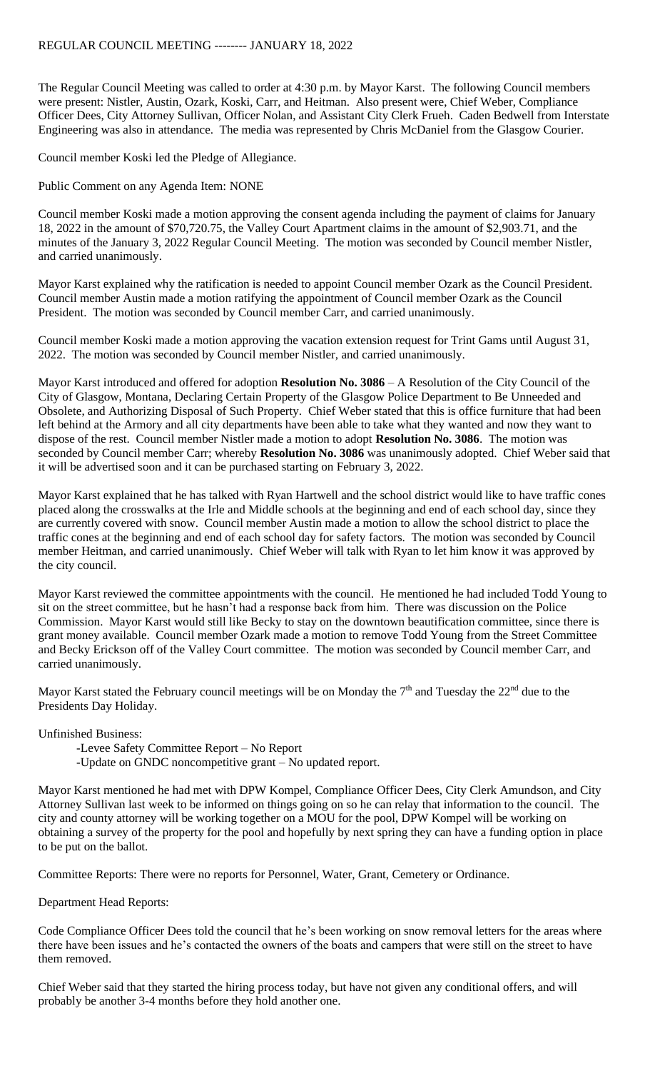# REGULAR COUNCIL MEETING -------- JANUARY 18, 2022

The Regular Council Meeting was called to order at 4:30 p.m. by Mayor Karst. The following Council members were present: Nistler, Austin, Ozark, Koski, Carr, and Heitman. Also present were, Chief Weber, Compliance Officer Dees, City Attorney Sullivan, Officer Nolan, and Assistant City Clerk Frueh. Caden Bedwell from Interstate Engineering was also in attendance. The media was represented by Chris McDaniel from the Glasgow Courier.

Council member Koski led the Pledge of Allegiance.

Public Comment on any Agenda Item: NONE

Council member Koski made a motion approving the consent agenda including the payment of claims for January 18, 2022 in the amount of $70,720.75, the Valley Court Apartment claims in the amount of $2,903.71, and the minutes of the January 3, 2022 Regular Council Meeting. The motion was seconded by Council member Nistler, and carried unanimously.

Mayor Karst explained why the ratification is needed to appoint Council member Ozark as the Council President. Council member Austin made a motion ratifying the appointment of Council member Ozark as the Council President. The motion was seconded by Council member Carr, and carried unanimously.

Council member Koski made a motion approving the vacation extension request for Trint Gams until August 31, 2022. The motion was seconded by Council member Nistler, and carried unanimously.

Mayor Karst introduced and offered for adoption **Resolution No. 3086** – A Resolution of the City Council of the City of Glasgow, Montana, Declaring Certain Property of the Glasgow Police Department to Be Unneeded and Obsolete, and Authorizing Disposal of Such Property. Chief Weber stated that this is office furniture that had been left behind at the Armory and all city departments have been able to take what they wanted and now they want to dispose of the rest. Council member Nistler made a motion to adopt **Resolution No. 3086**. The motion was seconded by Council member Carr; whereby **Resolution No. 3086** was unanimously adopted. Chief Weber said that it will be advertised soon and it can be purchased starting on February 3, 2022.

Mayor Karst explained that he has talked with Ryan Hartwell and the school district would like to have traffic cones placed along the crosswalks at the Irle and Middle schools at the beginning and end of each school day, since they are currently covered with snow. Council member Austin made a motion to allow the school district to place the traffic cones at the beginning and end of each school day for safety factors. The motion was seconded by Council member Heitman, and carried unanimously. Chief Weber will talk with Ryan to let him know it was approved by the city council.

Mayor Karst reviewed the committee appointments with the council. He mentioned he had included Todd Young to sit on the street committee, but he hasn't had a response back from him. There was discussion on the Police Commission. Mayor Karst would still like Becky to stay on the downtown beautification committee, since there is grant money available. Council member Ozark made a motion to remove Todd Young from the Street Committee and Becky Erickson off of the Valley Court committee. The motion was seconded by Council member Carr, and carried unanimously.

Mayor Karst stated the February council meetings will be on Monday the 7th and Tuesday the 22nd due to the Presidents Day Holiday.

Unfinished Business:

- Levee Safety Committee Report – No Report
- Update on GNDC noncompetitive grant – No updated report.

Mayor Karst mentioned he had met with DPW Kompel, Compliance Officer Dees, City Clerk Amundson, and City Attorney Sullivan last week to be informed on things going on so he can relay that information to the council. The city and county attorney will be working together on a MOU for the pool, DPW Kompel will be working on obtaining a survey of the property for the pool and hopefully by next spring they can have a funding option in place to be put on the ballot.

Committee Reports: There were no reports for Personnel, Water, Grant, Cemetery or Ordinance.

Department Head Reports:

Code Compliance Officer Dees told the council that he's been working on snow removal letters for the areas where there have been issues and he's contacted the owners of the boats and campers that were still on the street to have them removed.

Chief Weber said that they started the hiring process today, but have not given any conditional offers, and will probably be another 3-4 months before they hold another one.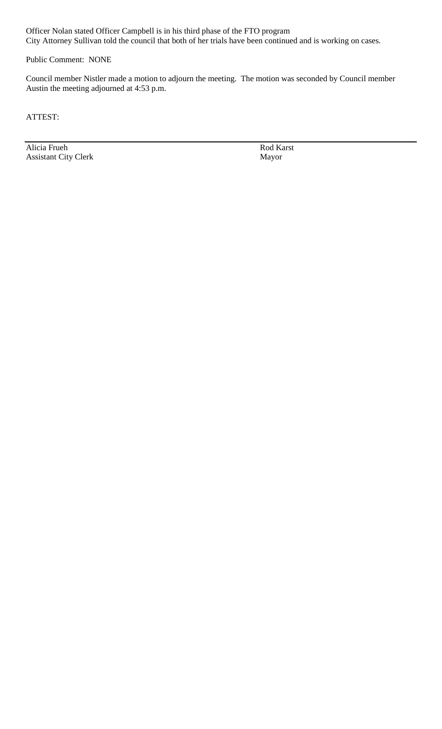Officer Nolan stated Officer Campbell is in his third phase of the FTO program
City Attorney Sullivan told the council that both of her trials have been continued and is working on cases.

Public Comment: NONE

Council member Nistler made a motion to adjourn the meeting. The motion was seconded by Council member Austin the meeting adjourned at 4:53 p.m.

ATTEST:

| | |
|---|---|
| Alicia Frueh | Rod Karst |
| Assistant City Clerk | Mayor |